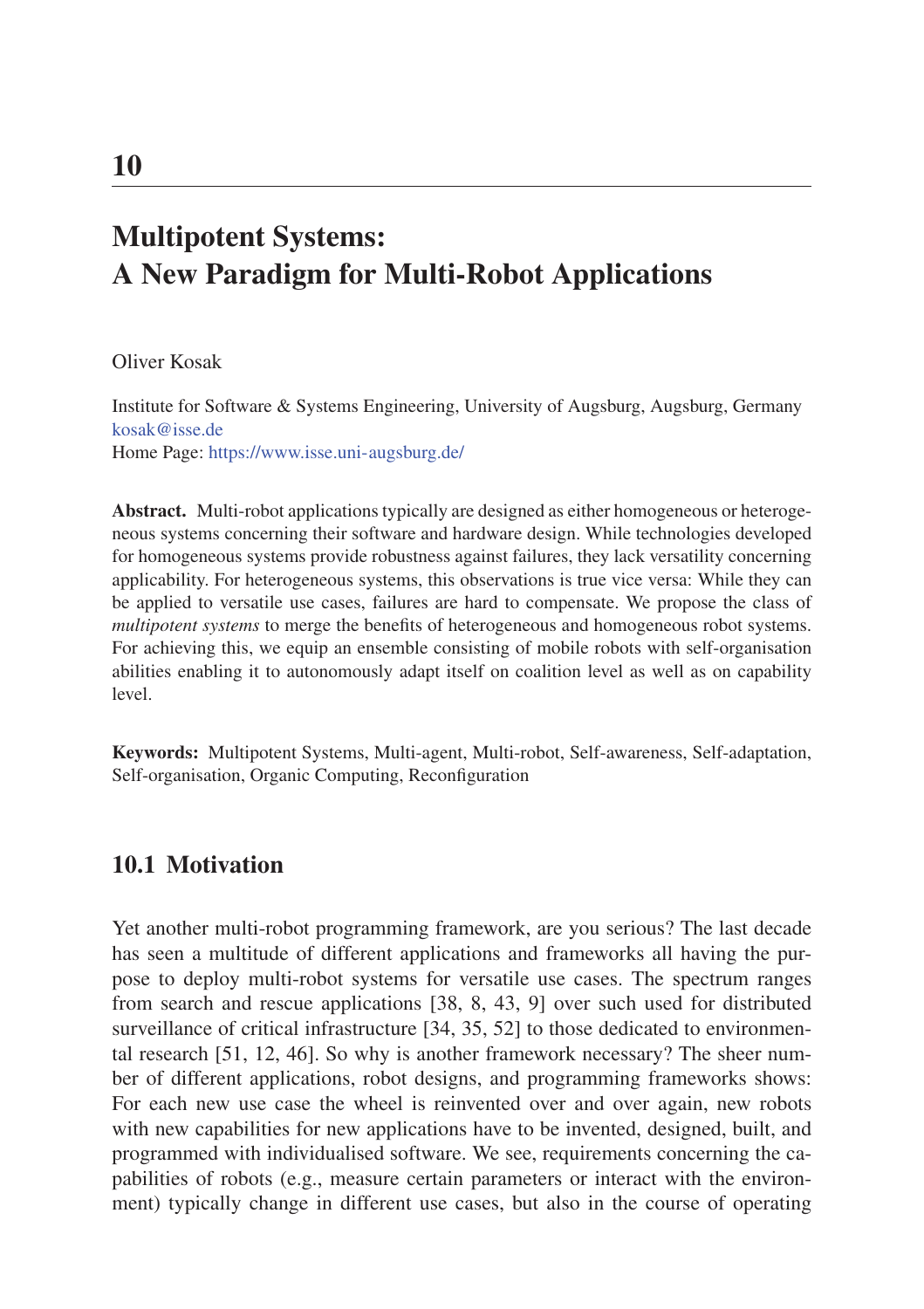# 10

# Multipotent Systems: A New Paradigm for Multi-Robot Applications

Oliver Kosak

Institute for Software & Systems Engineering, University of Augsburg, Augsburg, Germany
kosak@isse.de
Home Page: https://www.isse.uni-augsburg.de/

**Abstract.** Multi-robot applications typically are designed as either homogeneous or heterogeneous systems concerning their software and hardware design. While technologies developed for homogeneous systems provide robustness against failures, they lack versatility concerning applicability. For heterogeneous systems, this observations is true vice versa: While they can be applied to versatile use cases, failures are hard to compensate. We propose the class of *multipotent systems* to merge the benefits of heterogeneous and homogeneous robot systems. For achieving this, we equip an ensemble consisting of mobile robots with self-organisation abilities enabling it to autonomously adapt itself on coalition level as well as on capability level.

**Keywords:** Multipotent Systems, Multi-agent, Multi-robot, Self-awareness, Self-adaptation, Self-organisation, Organic Computing, Reconfiguration

## 10.1 Motivation

Yet another multi-robot programming framework, are you serious? The last decade has seen a multitude of different applications and frameworks all having the purpose to deploy multi-robot systems for versatile use cases. The spectrum ranges from search and rescue applications [38, 8, 43, 9] over such used for distributed surveillance of critical infrastructure [34, 35, 52] to those dedicated to environmental research [51, 12, 46]. So why is another framework necessary? The sheer number of different applications, robot designs, and programming frameworks shows: For each new use case the wheel is reinvented over and over again, new robots with new capabilities for new applications have to be invented, designed, built, and programmed with individualised software. We see, requirements concerning the capabilities of robots (e.g., measure certain parameters or interact with the environment) typically change in different use cases, but also in the course of operating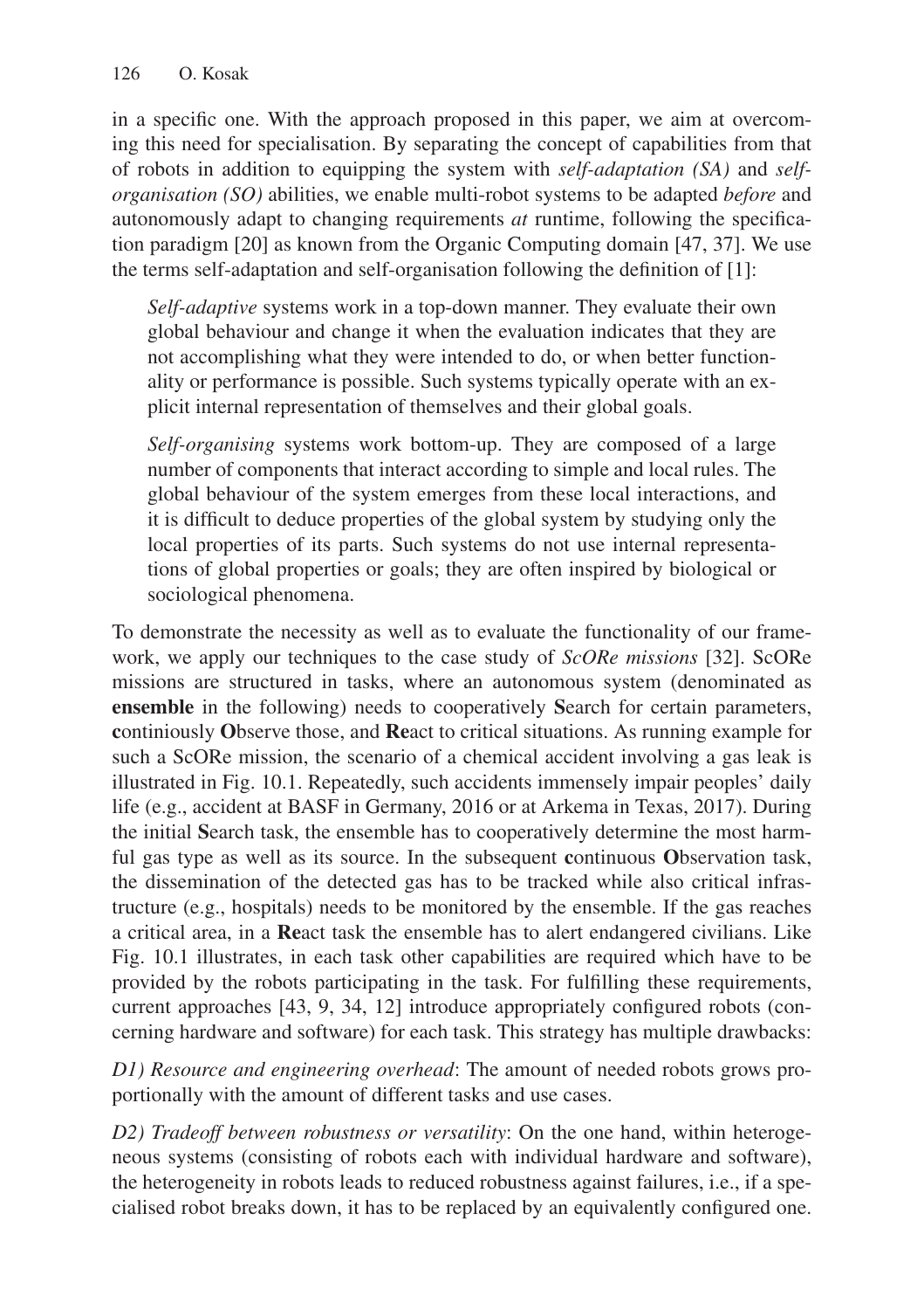in a specific one. With the approach proposed in this paper, we aim at overcoming this need for specialisation. By separating the concept of capabilities from that of robots in addition to equipping the system with *self-adaptation (SA)* and *self-organisation (SO)* abilities, we enable multi-robot systems to be adapted *before* and autonomously adapt to changing requirements *at* runtime, following the specification paradigm [20] as known from the Organic Computing domain [47, 37]. We use the terms self-adaptation and self-organisation following the definition of [1]:

> *Self-adaptive* systems work in a top-down manner. They evaluate their own global behaviour and change it when the evaluation indicates that they are not accomplishing what they were intended to do, or when better functionality or performance is possible. Such systems typically operate with an explicit internal representation of themselves and their global goals.
>
> *Self-organising* systems work bottom-up. They are composed of a large number of components that interact according to simple and local rules. The global behaviour of the system emerges from these local interactions, and it is difficult to deduce properties of the global system by studying only the local properties of its parts. Such systems do not use internal representations of global properties or goals; they are often inspired by biological or sociological phenomena.

To demonstrate the necessity as well as to evaluate the functionality of our framework, we apply our techniques to the case study of *ScORe missions* [32]. ScORe missions are structured in tasks, where an autonomous system (denominated as **ensemble** in the following) needs to cooperatively **S**earch for certain parameters, **c**ontiniously **O**bserve those, and **Re**act to critical situations. As running example for such a ScORe mission, the scenario of a chemical accident involving a gas leak is illustrated in Fig. 10.1. Repeatedly, such accidents immensely impair peoples' daily life (e.g., accident at BASF in Germany, 2016 or at Arkema in Texas, 2017). During the initial **S**earch task, the ensemble has to cooperatively determine the most harmful gas type as well as its source. In the subsequent **c**ontinuous **O**bservation task, the dissemination of the detected gas has to be tracked while also critical infrastructure (e.g., hospitals) needs to be monitored by the ensemble. If the gas reaches a critical area, in a **Re**act task the ensemble has to alert endangered civilians. Like Fig. 10.1 illustrates, in each task other capabilities are required which have to be provided by the robots participating in the task. For fulfilling these requirements, current approaches [43, 9, 34, 12] introduce appropriately configured robots (concerning hardware and software) for each task. This strategy has multiple drawbacks:

*D1) Resource and engineering overhead*: The amount of needed robots grows proportionally with the amount of different tasks and use cases.

*D2) Tradeoff between robustness or versatility*: On the one hand, within heterogeneous systems (consisting of robots each with individual hardware and software), the heterogeneity in robots leads to reduced robustness against failures, i.e., if a specialised robot breaks down, it has to be replaced by an equivalently configured one.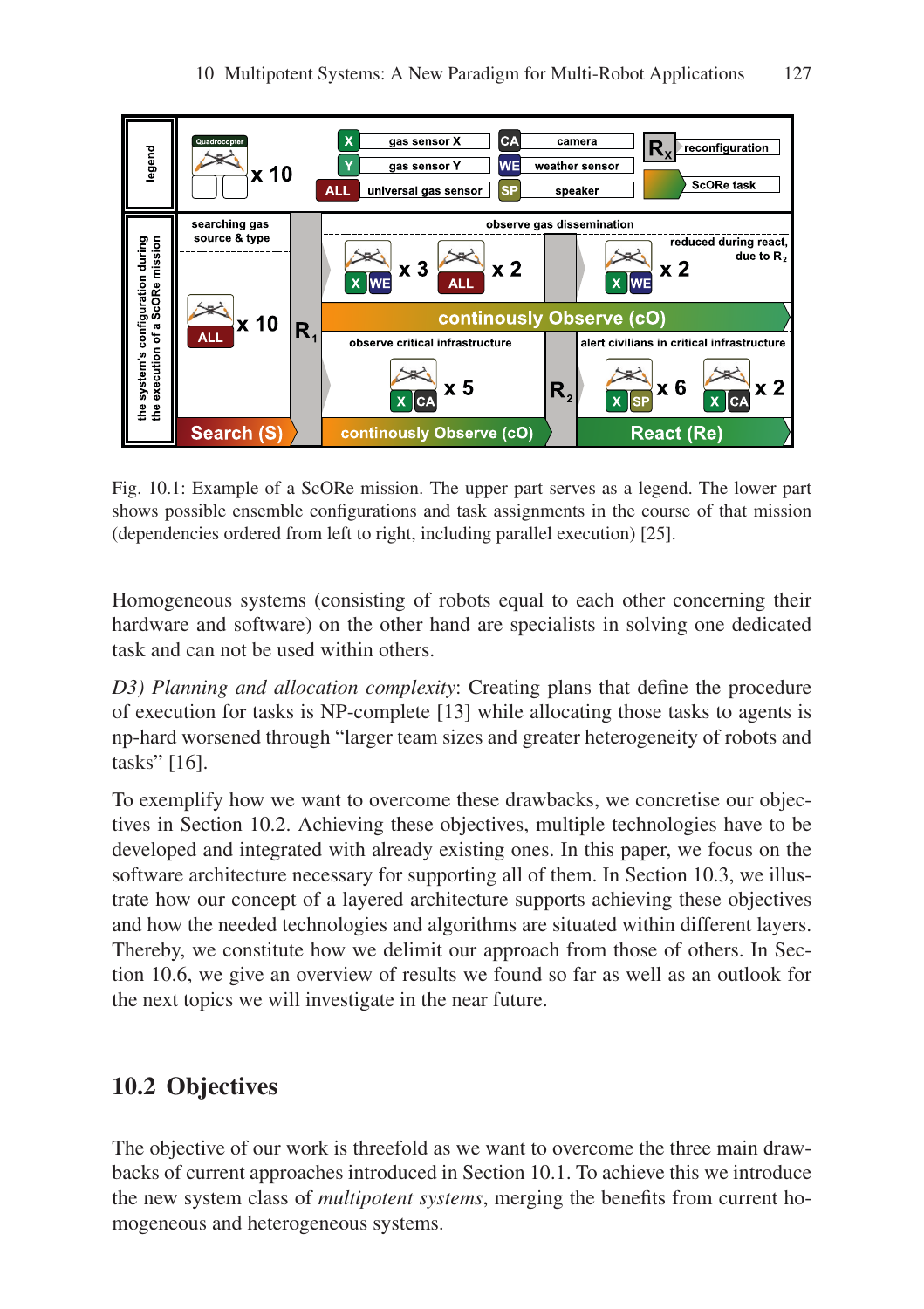Fig. 10.1: Example of a ScORe mission. The upper part serves as a legend. The lower part shows possible ensemble configurations and task assignments in the course of that mission (dependencies ordered from left to right, including parallel execution) [25].

Homogeneous systems (consisting of robots equal to each other concerning their hardware and software) on the other hand are specialists in solving one dedicated task and can not be used within others.

*D3) Planning and allocation complexity*: Creating plans that define the procedure of execution for tasks is NP-complete [13] while allocating those tasks to agents is np-hard worsened through "larger team sizes and greater heterogeneity of robots and tasks" [16].

To exemplify how we want to overcome these drawbacks, we concretise our objectives in Section 10.2. Achieving these objectives, multiple technologies have to be developed and integrated with already existing ones. In this paper, we focus on the software architecture necessary for supporting all of them. In Section 10.3, we illustrate how our concept of a layered architecture supports achieving these objectives and how the needed technologies and algorithms are situated within different layers. Thereby, we constitute how we delimit our approach from those of others. In Section 10.6, we give an overview of results we found so far as well as an outlook for the next topics we will investigate in the near future.

## 10.2 Objectives

The objective of our work is threefold as we want to overcome the three main drawbacks of current approaches introduced in Section 10.1. To achieve this we introduce the new system class of *multipotent systems*, merging the benefits from current homogeneous and heterogeneous systems.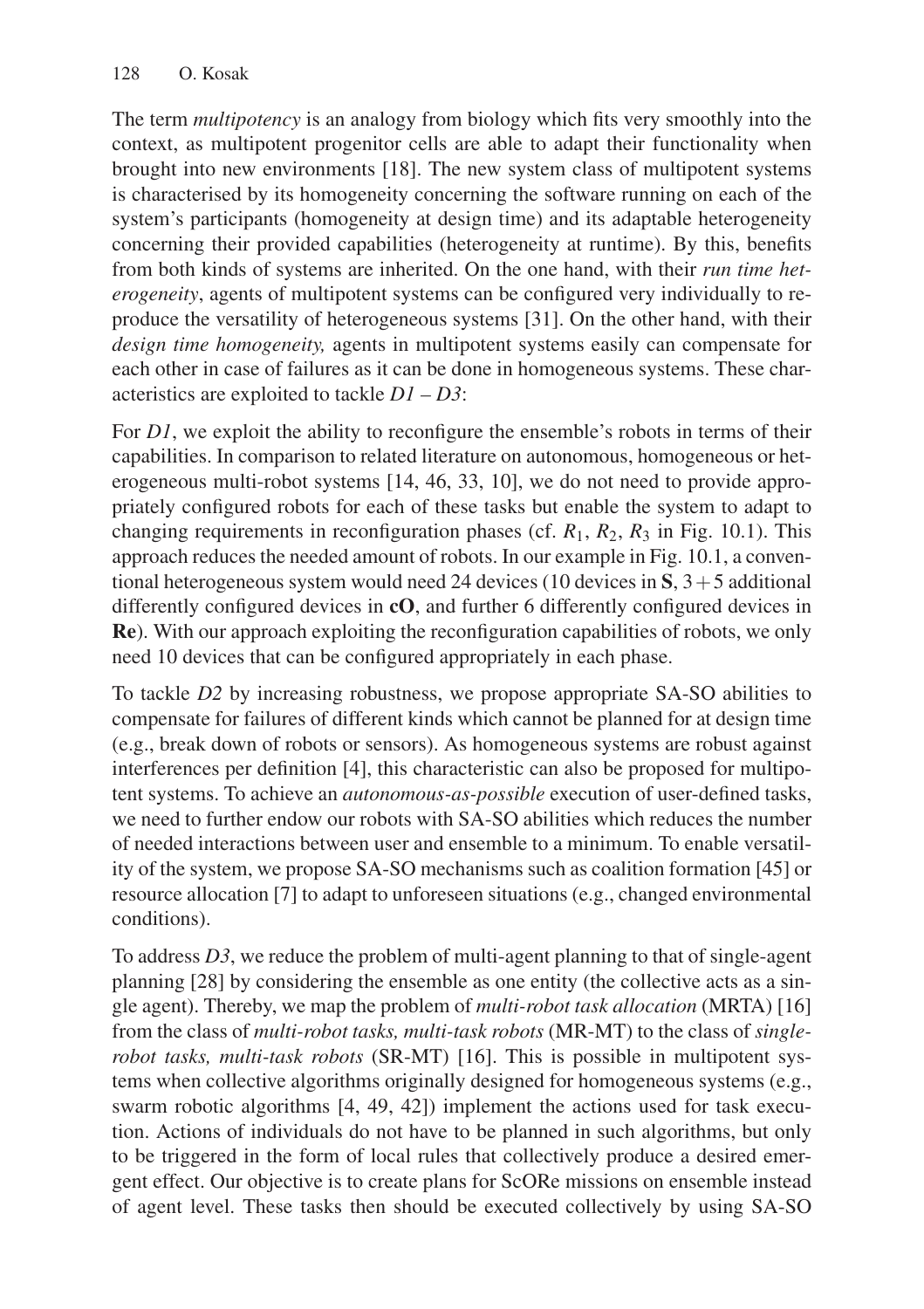The term *multipotency* is an analogy from biology which fits very smoothly into the context, as multipotent progenitor cells are able to adapt their functionality when brought into new environments [18]. The new system class of multipotent systems is characterised by its homogeneity concerning the software running on each of the system's participants (homogeneity at design time) and its adaptable heterogeneity concerning their provided capabilities (heterogeneity at runtime). By this, benefits from both kinds of systems are inherited. On the one hand, with their *run time heterogeneity*, agents of multipotent systems can be configured very individually to reproduce the versatility of heterogeneous systems [31]. On the other hand, with their *design time homogeneity,* agents in multipotent systems easily can compensate for each other in case of failures as it can be done in homogeneous systems. These characteristics are exploited to tackle *D1 – D3*:

For *D1*, we exploit the ability to reconfigure the ensemble's robots in terms of their capabilities. In comparison to related literature on autonomous, homogeneous or heterogeneous multi-robot systems [14, 46, 33, 10], we do not need to provide appropriately configured robots for each of these tasks but enable the system to adapt to changing requirements in reconfiguration phases (cf. $R_1$, $R_2$, $R_3$ in Fig. 10.1). This approach reduces the needed amount of robots. In our example in Fig. 10.1, a conventional heterogeneous system would need 24 devices (10 devices in **S**, $3+5$ additional differently configured devices in **cO**, and further 6 differently configured devices in **Re**). With our approach exploiting the reconfiguration capabilities of robots, we only need 10 devices that can be configured appropriately in each phase.

To tackle *D2* by increasing robustness, we propose appropriate SA-SO abilities to compensate for failures of different kinds which cannot be planned for at design time (e.g., break down of robots or sensors). As homogeneous systems are robust against interferences per definition [4], this characteristic can also be proposed for multipotent systems. To achieve an *autonomous-as-possible* execution of user-defined tasks, we need to further endow our robots with SA-SO abilities which reduces the number of needed interactions between user and ensemble to a minimum. To enable versatility of the system, we propose SA-SO mechanisms such as coalition formation [45] or resource allocation [7] to adapt to unforeseen situations (e.g., changed environmental conditions).

To address *D3*, we reduce the problem of multi-agent planning to that of single-agent planning [28] by considering the ensemble as one entity (the collective acts as a single agent). Thereby, we map the problem of *multi-robot task allocation* (MRTA) [16] from the class of *multi-robot tasks, multi-task robots* (MR-MT) to the class of *single-robot tasks, multi-task robots* (SR-MT) [16]. This is possible in multipotent systems when collective algorithms originally designed for homogeneous systems (e.g., swarm robotic algorithms [4, 49, 42]) implement the actions used for task execution. Actions of individuals do not have to be planned in such algorithms, but only to be triggered in the form of local rules that collectively produce a desired emergent effect. Our objective is to create plans for ScORe missions on ensemble instead of agent level. These tasks then should be executed collectively by using SA-SO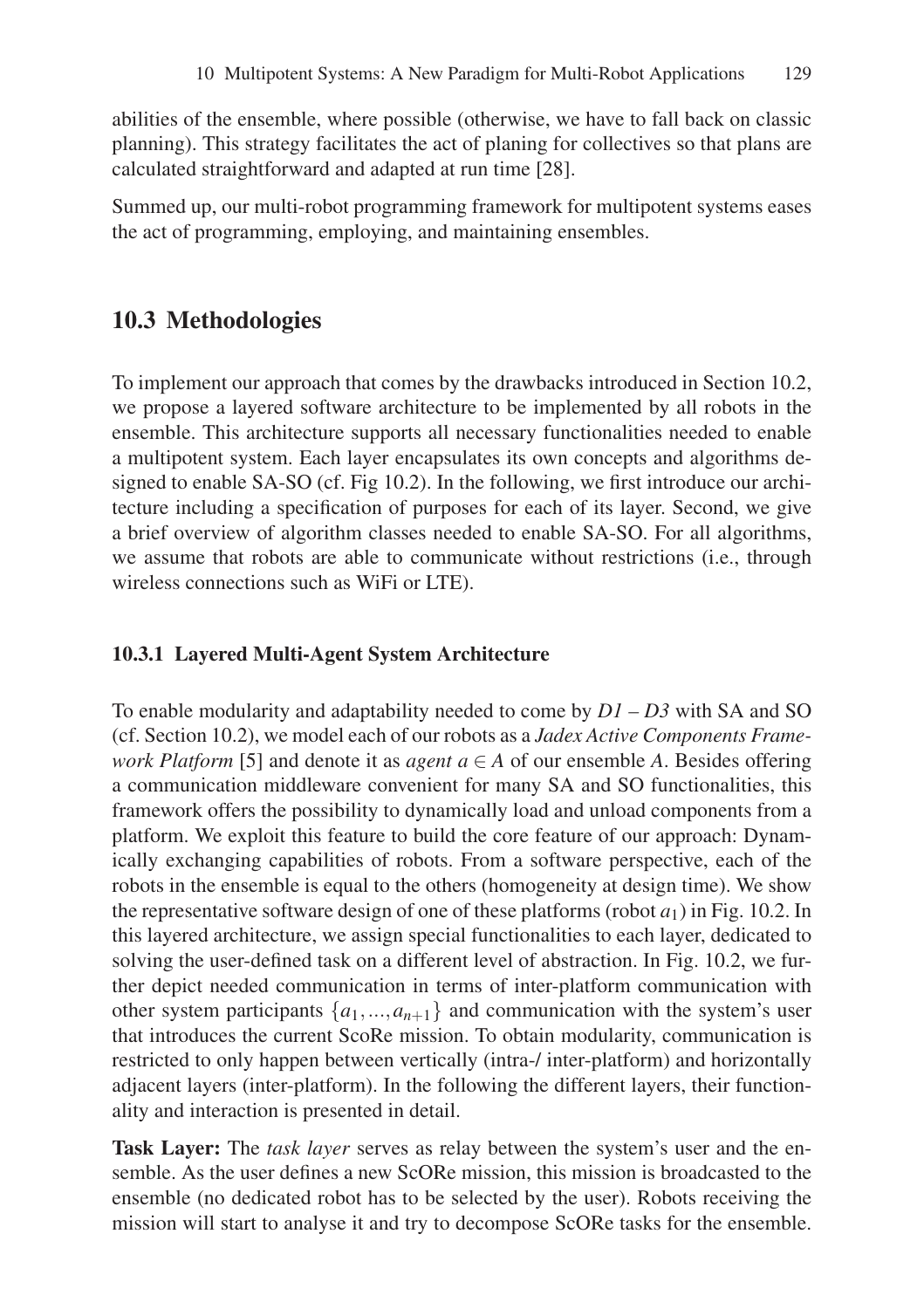abilities of the ensemble, where possible (otherwise, we have to fall back on classic planning). This strategy facilitates the act of planing for collectives so that plans are calculated straightforward and adapted at run time [28].

Summed up, our multi-robot programming framework for multipotent systems eases the act of programming, employing, and maintaining ensembles.

## 10.3 Methodologies

To implement our approach that comes by the drawbacks introduced in Section 10.2, we propose a layered software architecture to be implemented by all robots in the ensemble. This architecture supports all necessary functionalities needed to enable a multipotent system. Each layer encapsulates its own concepts and algorithms designed to enable SA-SO (cf. Fig 10.2). In the following, we first introduce our architecture including a specification of purposes for each of its layer. Second, we give a brief overview of algorithm classes needed to enable SA-SO. For all algorithms, we assume that robots are able to communicate without restrictions (i.e., through wireless connections such as WiFi or LTE).

### 10.3.1 Layered Multi-Agent System Architecture

To enable modularity and adaptability needed to come by *D1 – D3* with SA and SO (cf. Section 10.2), we model each of our robots as a *Jadex Active Components Framework Platform* [5] and denote it as *agent* $a \in A$ of our ensemble $A$. Besides offering a communication middleware convenient for many SA and SO functionalities, this framework offers the possibility to dynamically load and unload components from a platform. We exploit this feature to build the core feature of our approach: Dynamically exchanging capabilities of robots. From a software perspective, each of the robots in the ensemble is equal to the others (homogeneity at design time). We show the representative software design of one of these platforms (robot $a_1$) in Fig. 10.2. In this layered architecture, we assign special functionalities to each layer, dedicated to solving the user-defined task on a different level of abstraction. In Fig. 10.2, we further depict needed communication in terms of inter-platform communication with other system participants $\{a_1, ..., a_{n+1}\}$ and communication with the system's user that introduces the current ScoRe mission. To obtain modularity, communication is restricted to only happen between vertically (intra-/ inter-platform) and horizontally adjacent layers (inter-platform). In the following the different layers, their functionality and interaction is presented in detail.

**Task Layer:** The *task layer* serves as relay between the system's user and the ensemble. As the user defines a new ScORe mission, this mission is broadcasted to the ensemble (no dedicated robot has to be selected by the user). Robots receiving the mission will start to analyse it and try to decompose ScORe tasks for the ensemble.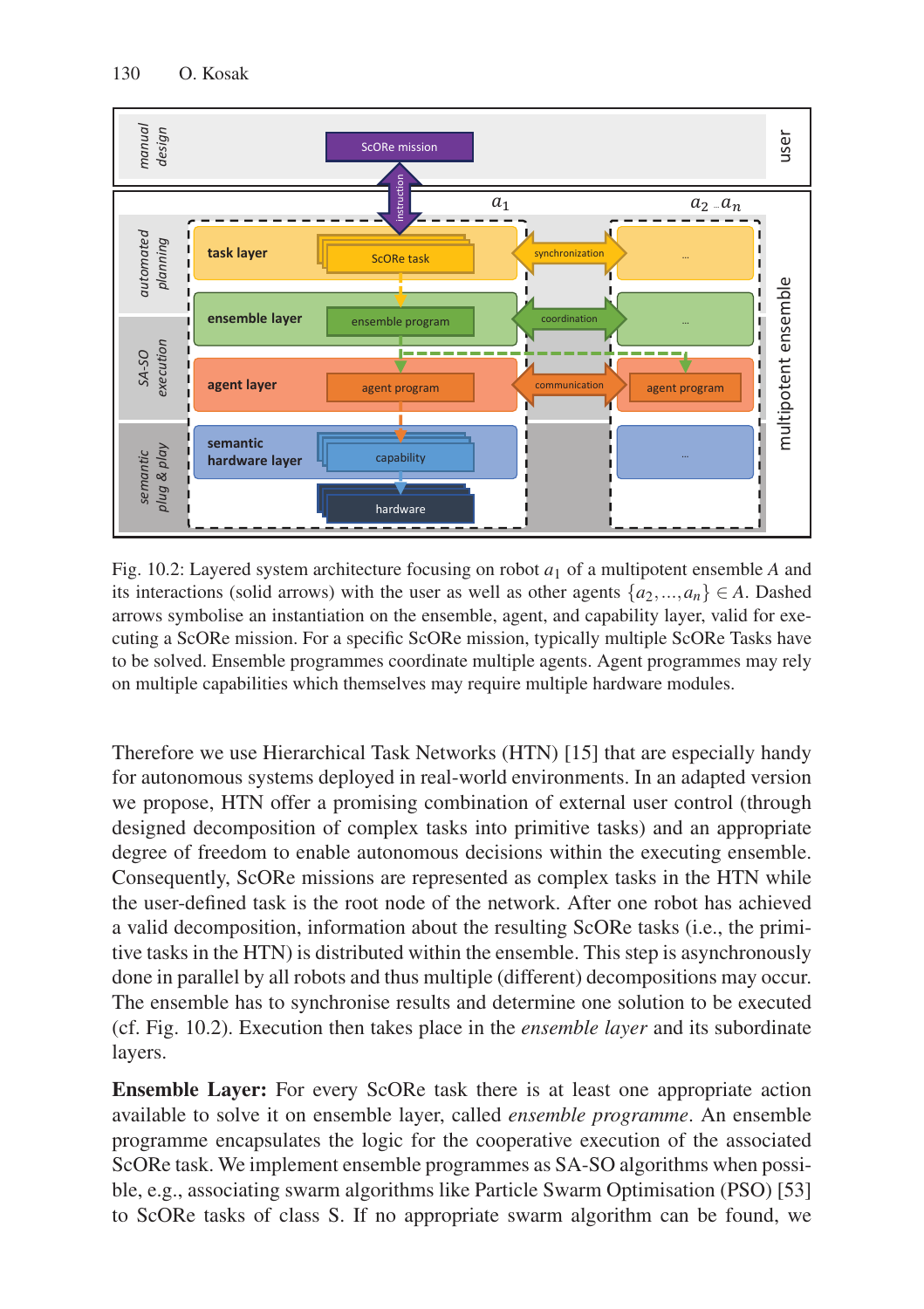Fig. 10.2: Layered system architecture focusing on robot $a_1$ of a multipotent ensemble $A$ and its interactions (solid arrows) with the user as well as other agents $\{a_2,...,a_n\} \in A$. Dashed arrows symbolise an instantiation on the ensemble, agent, and capability layer, valid for executing a ScORe mission. For a specific ScORe mission, typically multiple ScORe Tasks have to be solved. Ensemble programmes coordinate multiple agents. Agent programmes may rely on multiple capabilities which themselves may require multiple hardware modules.

Therefore we use Hierarchical Task Networks (HTN) [15] that are especially handy for autonomous systems deployed in real-world environments. In an adapted version we propose, HTN offer a promising combination of external user control (through designed decomposition of complex tasks into primitive tasks) and an appropriate degree of freedom to enable autonomous decisions within the executing ensemble. Consequently, ScORe missions are represented as complex tasks in the HTN while the user-defined task is the root node of the network. After one robot has achieved a valid decomposition, information about the resulting ScORe tasks (i.e., the primitive tasks in the HTN) is distributed within the ensemble. This step is asynchronously done in parallel by all robots and thus multiple (different) decompositions may occur. The ensemble has to synchronise results and determine one solution to be executed (cf. Fig. 10.2). Execution then takes place in the *ensemble layer* and its subordinate layers.

**Ensemble Layer:** For every ScORe task there is at least one appropriate action available to solve it on ensemble layer, called *ensemble programme*. An ensemble programme encapsulates the logic for the cooperative execution of the associated ScORe task. We implement ensemble programmes as SA-SO algorithms when possible, e.g., associating swarm algorithms like Particle Swarm Optimisation (PSO) [53] to ScORe tasks of class S. If no appropriate swarm algorithm can be found, we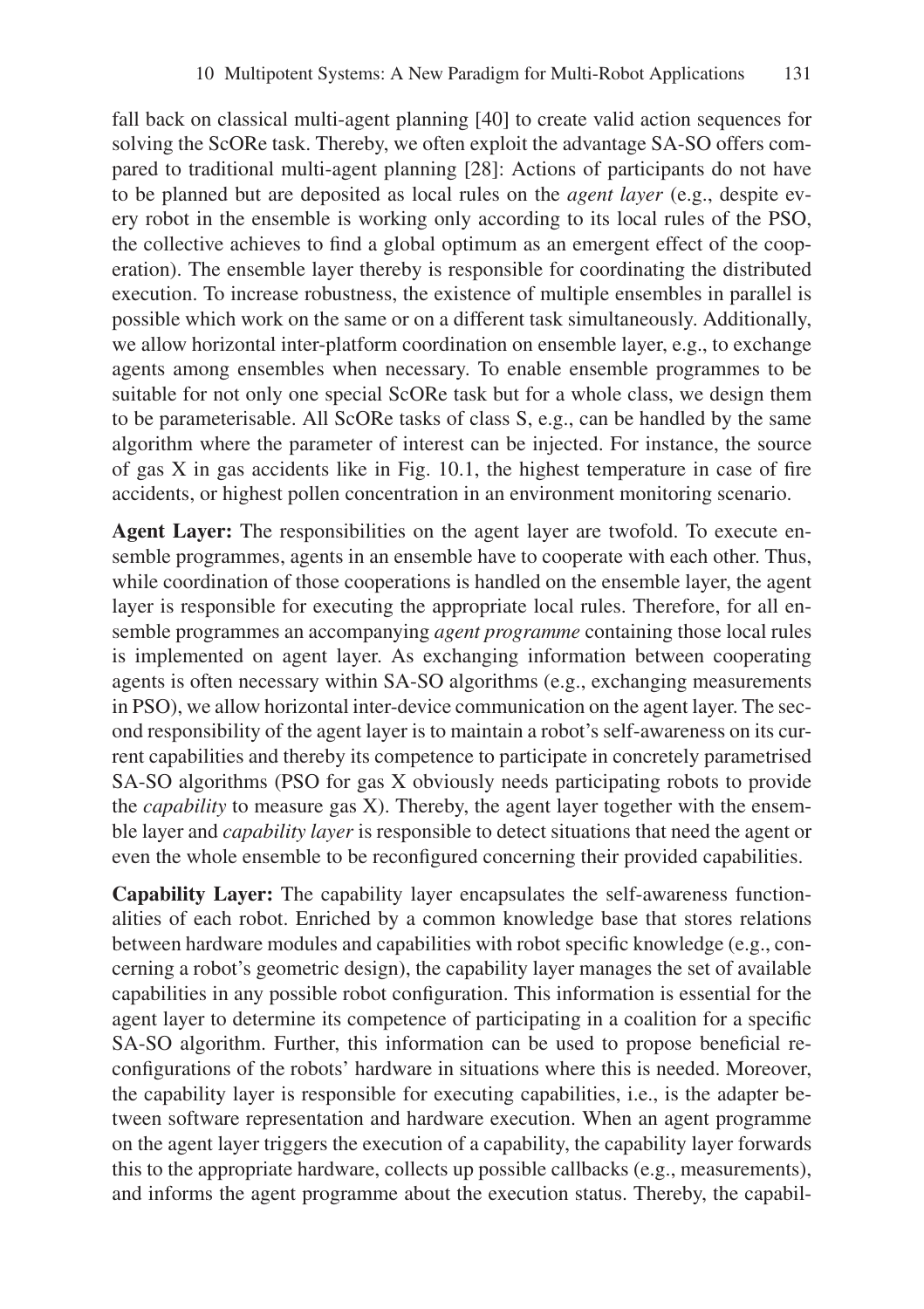fall back on classical multi-agent planning [40] to create valid action sequences for solving the ScORe task. Thereby, we often exploit the advantage SA-SO offers compared to traditional multi-agent planning [28]: Actions of participants do not have to be planned but are deposited as local rules on the *agent layer* (e.g., despite every robot in the ensemble is working only according to its local rules of the PSO, the collective achieves to find a global optimum as an emergent effect of the cooperation). The ensemble layer thereby is responsible for coordinating the distributed execution. To increase robustness, the existence of multiple ensembles in parallel is possible which work on the same or on a different task simultaneously. Additionally, we allow horizontal inter-platform coordination on ensemble layer, e.g., to exchange agents among ensembles when necessary. To enable ensemble programmes to be suitable for not only one special ScORe task but for a whole class, we design them to be parameterisable. All ScORe tasks of class S, e.g., can be handled by the same algorithm where the parameter of interest can be injected. For instance, the source of gas X in gas accidents like in Fig. 10.1, the highest temperature in case of fire accidents, or highest pollen concentration in an environment monitoring scenario.

**Agent Layer:** The responsibilities on the agent layer are twofold. To execute ensemble programmes, agents in an ensemble have to cooperate with each other. Thus, while coordination of those cooperations is handled on the ensemble layer, the agent layer is responsible for executing the appropriate local rules. Therefore, for all ensemble programmes an accompanying *agent programme* containing those local rules is implemented on agent layer. As exchanging information between cooperating agents is often necessary within SA-SO algorithms (e.g., exchanging measurements in PSO), we allow horizontal inter-device communication on the agent layer. The second responsibility of the agent layer is to maintain a robot's self-awareness on its current capabilities and thereby its competence to participate in concretely parametrised SA-SO algorithms (PSO for gas X obviously needs participating robots to provide the *capability* to measure gas X). Thereby, the agent layer together with the ensemble layer and *capability layer* is responsible to detect situations that need the agent or even the whole ensemble to be reconfigured concerning their provided capabilities.

**Capability Layer:** The capability layer encapsulates the self-awareness functionalities of each robot. Enriched by a common knowledge base that stores relations between hardware modules and capabilities with robot specific knowledge (e.g., concerning a robot's geometric design), the capability layer manages the set of available capabilities in any possible robot configuration. This information is essential for the agent layer to determine its competence of participating in a coalition for a specific SA-SO algorithm. Further, this information can be used to propose beneficial reconfigurations of the robots' hardware in situations where this is needed. Moreover, the capability layer is responsible for executing capabilities, i.e., is the adapter between software representation and hardware execution. When an agent programme on the agent layer triggers the execution of a capability, the capability layer forwards this to the appropriate hardware, collects up possible callbacks (e.g., measurements), and informs the agent programme about the execution status. Thereby, the capabil-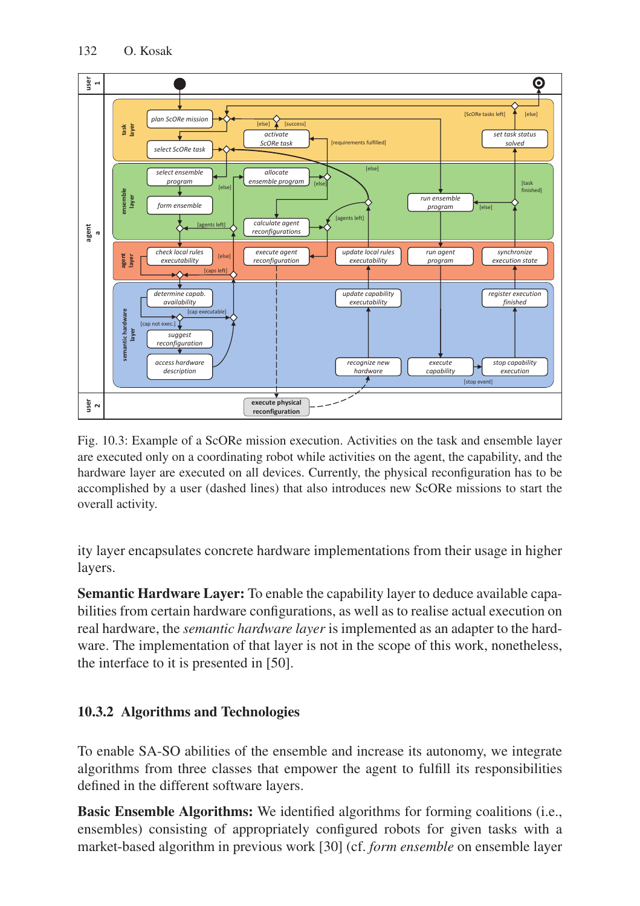Fig. 10.3: Example of a ScORe mission execution. Activities on the task and ensemble layer are executed only on a coordinating robot while activities on the agent, the capability, and the hardware layer are executed on all devices. Currently, the physical reconfiguration has to be accomplished by a user (dashed lines) that also introduces new ScORe missions to start the overall activity.

ity layer encapsulates concrete hardware implementations from their usage in higher layers.

**Semantic Hardware Layer:** To enable the capability layer to deduce available capabilities from certain hardware configurations, as well as to realise actual execution on real hardware, the *semantic hardware layer* is implemented as an adapter to the hardware. The implementation of that layer is not in the scope of this work, nonetheless, the interface to it is presented in [50].

### 10.3.2 Algorithms and Technologies

To enable SA-SO abilities of the ensemble and increase its autonomy, we integrate algorithms from three classes that empower the agent to fulfill its responsibilities defined in the different software layers.

**Basic Ensemble Algorithms:** We identified algorithms for forming coalitions (i.e., ensembles) consisting of appropriately configured robots for given tasks with a market-based algorithm in previous work [30] (cf. *form ensemble* on ensemble layer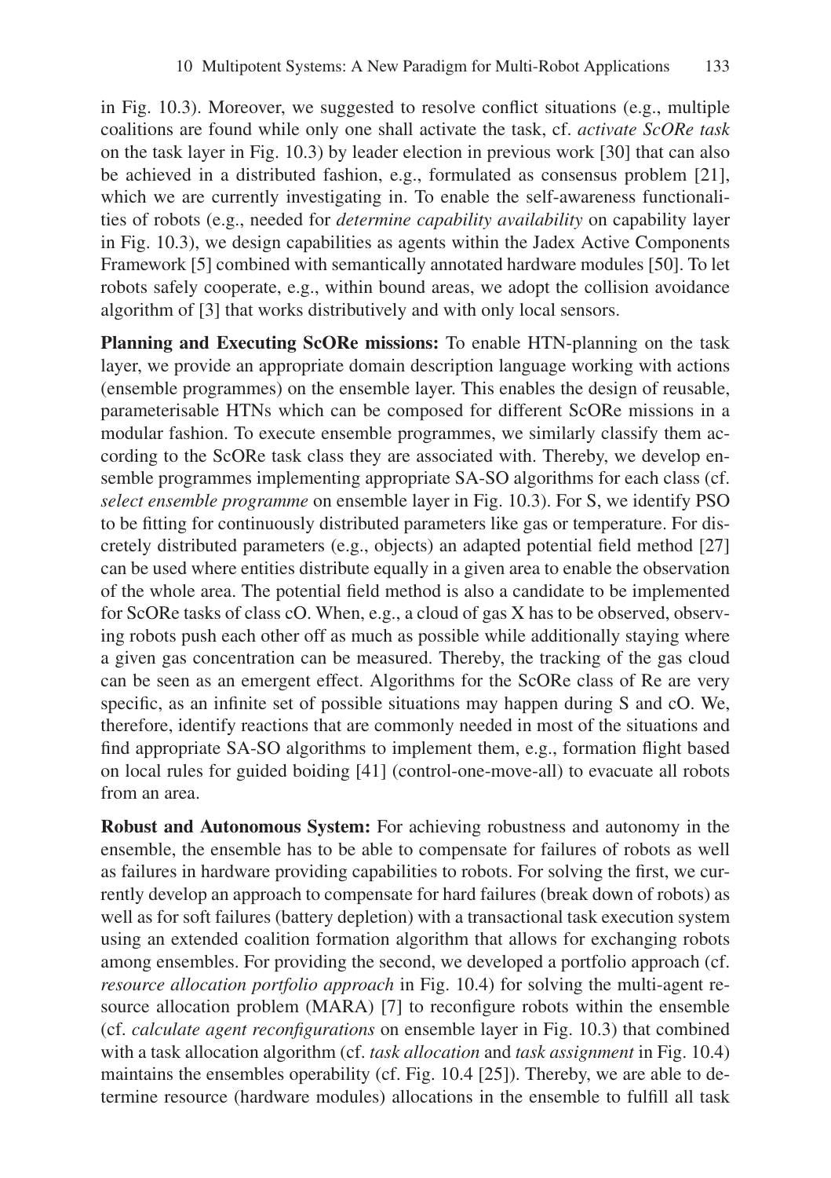in Fig. 10.3). Moreover, we suggested to resolve conflict situations (e.g., multiple coalitions are found while only one shall activate the task, cf. *activate ScORe task* on the task layer in Fig. 10.3) by leader election in previous work [30] that can also be achieved in a distributed fashion, e.g., formulated as consensus problem [21], which we are currently investigating in. To enable the self-awareness functionalities of robots (e.g., needed for *determine capability availability* on capability layer in Fig. 10.3), we design capabilities as agents within the Jadex Active Components Framework [5] combined with semantically annotated hardware modules [50]. To let robots safely cooperate, e.g., within bound areas, we adopt the collision avoidance algorithm of [3] that works distributively and with only local sensors.

**Planning and Executing ScORe missions:** To enable HTN-planning on the task layer, we provide an appropriate domain description language working with actions (ensemble programmes) on the ensemble layer. This enables the design of reusable, parameterisable HTNs which can be composed for different ScORe missions in a modular fashion. To execute ensemble programmes, we similarly classify them according to the ScORe task class they are associated with. Thereby, we develop ensemble programmes implementing appropriate SA-SO algorithms for each class (cf. *select ensemble programme* on ensemble layer in Fig. 10.3). For S, we identify PSO to be fitting for continuously distributed parameters like gas or temperature. For discretely distributed parameters (e.g., objects) an adapted potential field method [27] can be used where entities distribute equally in a given area to enable the observation of the whole area. The potential field method is also a candidate to be implemented for ScORe tasks of class cO. When, e.g., a cloud of gas X has to be observed, observing robots push each other off as much as possible while additionally staying where a given gas concentration can be measured. Thereby, the tracking of the gas cloud can be seen as an emergent effect. Algorithms for the ScORe class of Re are very specific, as an infinite set of possible situations may happen during S and cO. We, therefore, identify reactions that are commonly needed in most of the situations and find appropriate SA-SO algorithms to implement them, e.g., formation flight based on local rules for guided boiding [41] (control-one-move-all) to evacuate all robots from an area.

**Robust and Autonomous System:** For achieving robustness and autonomy in the ensemble, the ensemble has to be able to compensate for failures of robots as well as failures in hardware providing capabilities to robots. For solving the first, we currently develop an approach to compensate for hard failures (break down of robots) as well as for soft failures (battery depletion) with a transactional task execution system using an extended coalition formation algorithm that allows for exchanging robots among ensembles. For providing the second, we developed a portfolio approach (cf. *resource allocation portfolio approach* in Fig. 10.4) for solving the multi-agent resource allocation problem (MARA) [7] to reconfigure robots within the ensemble (cf. *calculate agent reconfigurations* on ensemble layer in Fig. 10.3) that combined with a task allocation algorithm (cf. *task allocation* and *task assignment* in Fig. 10.4) maintains the ensembles operability (cf. Fig. 10.4 [25]). Thereby, we are able to determine resource (hardware modules) allocations in the ensemble to fulfill all task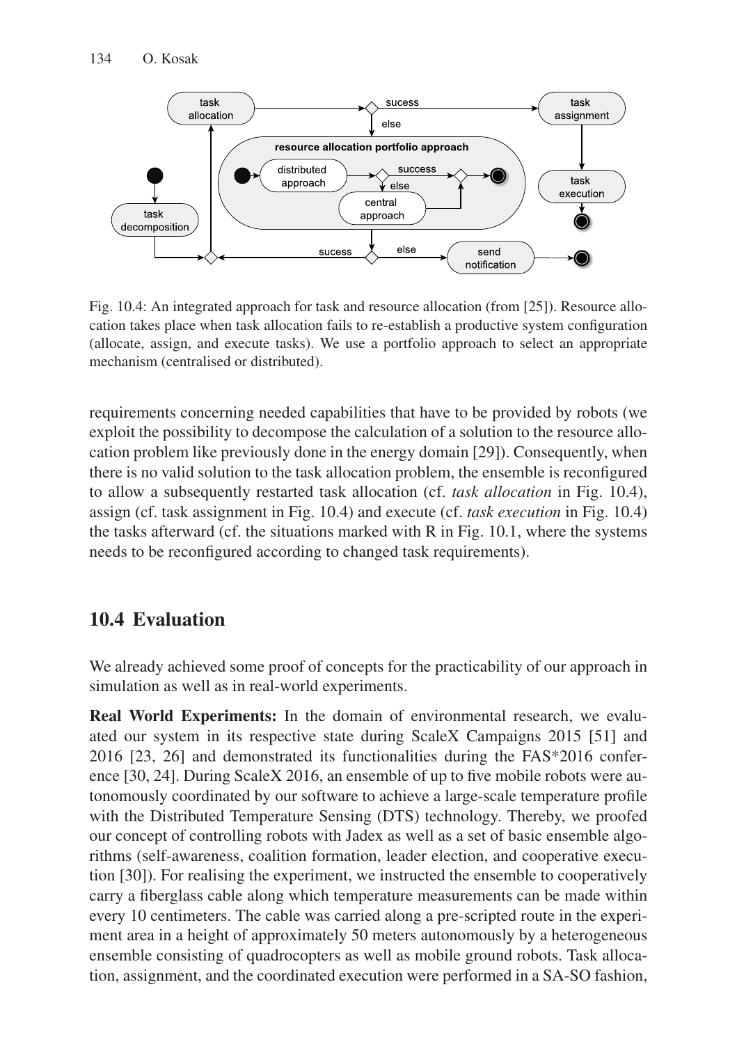Fig. 10.4: An integrated approach for task and resource allocation (from [25]). Resource allocation takes place when task allocation fails to re-establish a productive system configuration (allocate, assign, and execute tasks). We use a portfolio approach to select an appropriate mechanism (centralised or distributed).

requirements concerning needed capabilities that have to be provided by robots (we exploit the possibility to decompose the calculation of a solution to the resource allocation problem like previously done in the energy domain [29]). Consequently, when there is no valid solution to the task allocation problem, the ensemble is reconfigured to allow a subsequently restarted task allocation (cf. *task allocation* in Fig. 10.4), assign (cf. task assignment in Fig. 10.4) and execute (cf. *task execution* in Fig. 10.4) the tasks afterward (cf. the situations marked with R in Fig. 10.1, where the systems needs to be reconfigured according to changed task requirements).

## 10.4 Evaluation

We already achieved some proof of concepts for the practicability of our approach in simulation as well as in real-world experiments.

**Real World Experiments:** In the domain of environmental research, we evaluated our system in its respective state during ScaleX Campaigns 2015 [51] and 2016 [23, 26] and demonstrated its functionalities during the FAS*2016 conference [30, 24]. During ScaleX 2016, an ensemble of up to five mobile robots were autonomously coordinated by our software to achieve a large-scale temperature profile with the Distributed Temperature Sensing (DTS) technology. Thereby, we proofed our concept of controlling robots with Jadex as well as a set of basic ensemble algorithms (self-awareness, coalition formation, leader election, and cooperative execution [30]). For realising the experiment, we instructed the ensemble to cooperatively carry a fiberglass cable along which temperature measurements can be made within every 10 centimeters. The cable was carried along a pre-scripted route in the experiment area in a height of approximately 50 meters autonomously by a heterogeneous ensemble consisting of quadrocopters as well as mobile ground robots. Task allocation, assignment, and the coordinated execution were performed in a SA-SO fashion,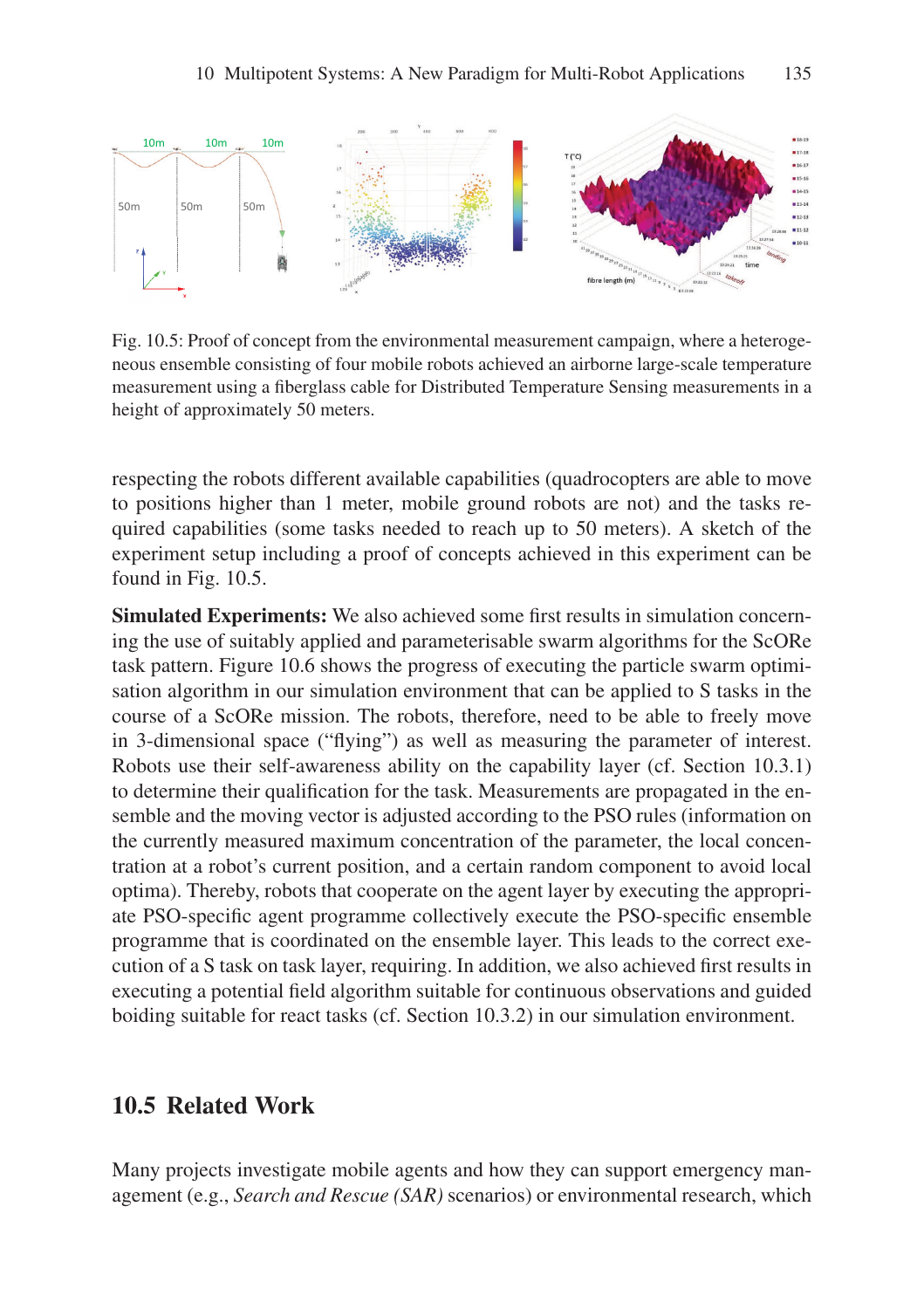Fig. 10.5: Proof of concept from the environmental measurement campaign, where a heterogeneous ensemble consisting of four mobile robots achieved an airborne large-scale temperature measurement using a fiberglass cable for Distributed Temperature Sensing measurements in a height of approximately 50 meters.

respecting the robots different available capabilities (quadrocopters are able to move to positions higher than 1 meter, mobile ground robots are not) and the tasks required capabilities (some tasks needed to reach up to 50 meters). A sketch of the experiment setup including a proof of concepts achieved in this experiment can be found in Fig. 10.5.

**Simulated Experiments:** We also achieved some first results in simulation concerning the use of suitably applied and parameterisable swarm algorithms for the ScORe task pattern. Figure 10.6 shows the progress of executing the particle swarm optimisation algorithm in our simulation environment that can be applied to S tasks in the course of a ScORe mission. The robots, therefore, need to be able to freely move in 3-dimensional space ("flying") as well as measuring the parameter of interest. Robots use their self-awareness ability on the capability layer (cf. Section 10.3.1) to determine their qualification for the task. Measurements are propagated in the ensemble and the moving vector is adjusted according to the PSO rules (information on the currently measured maximum concentration of the parameter, the local concentration at a robot's current position, and a certain random component to avoid local optima). Thereby, robots that cooperate on the agent layer by executing the appropriate PSO-specific agent programme collectively execute the PSO-specific ensemble programme that is coordinated on the ensemble layer. This leads to the correct execution of a S task on task layer, requiring. In addition, we also achieved first results in executing a potential field algorithm suitable for continuous observations and guided boiding suitable for react tasks (cf. Section 10.3.2) in our simulation environment.

## 10.5 Related Work

Many projects investigate mobile agents and how they can support emergency management (e.g., *Search and Rescue (SAR)* scenarios) or environmental research, which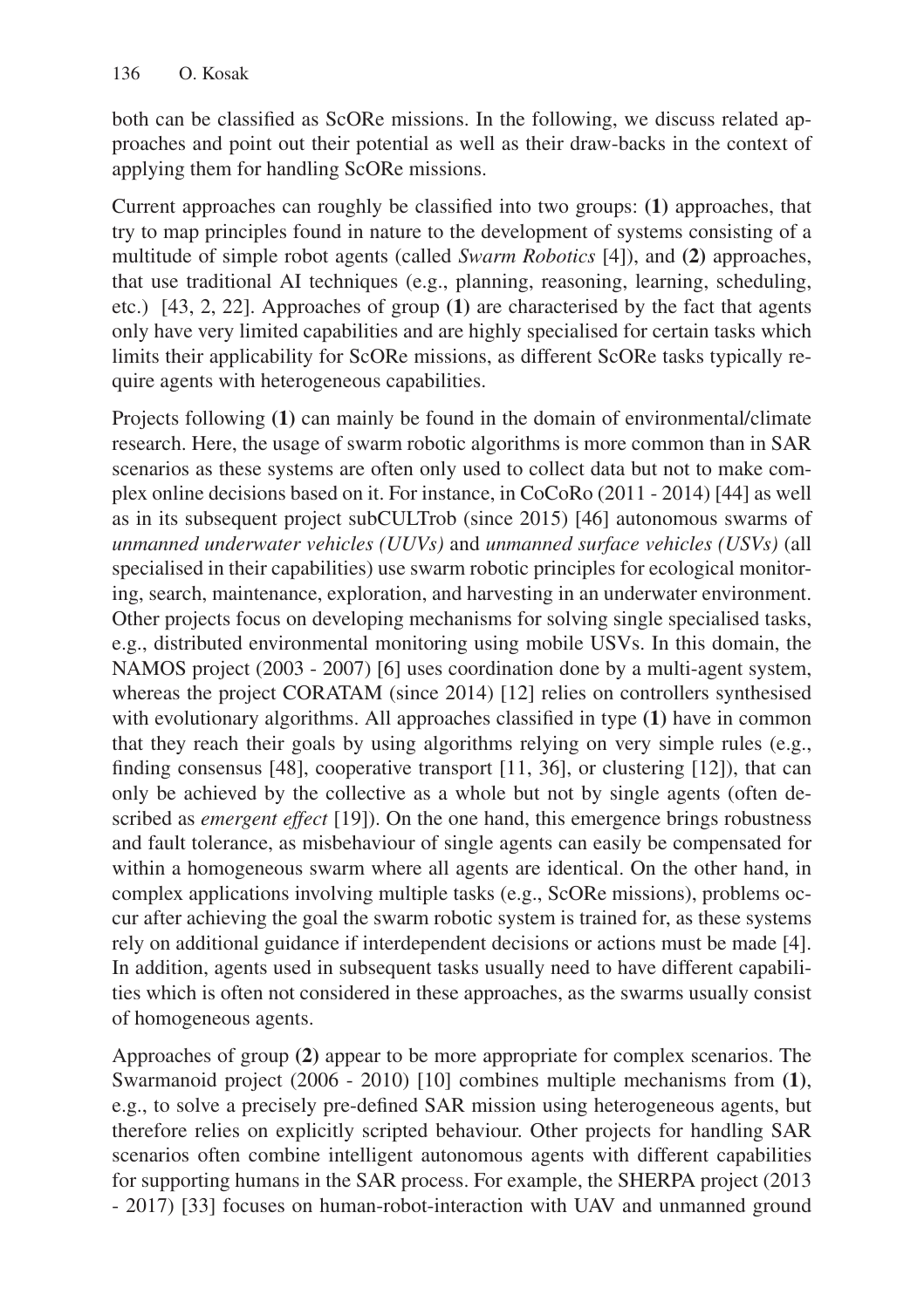both can be classified as ScORe missions. In the following, we discuss related approaches and point out their potential as well as their draw-backs in the context of applying them for handling ScORe missions.

Current approaches can roughly be classified into two groups: **(1)** approaches, that try to map principles found in nature to the development of systems consisting of a multitude of simple robot agents (called *Swarm Robotics* [4]), and **(2)** approaches, that use traditional AI techniques (e.g., planning, reasoning, learning, scheduling, etc.) [43, 2, 22]. Approaches of group **(1)** are characterised by the fact that agents only have very limited capabilities and are highly specialised for certain tasks which limits their applicability for ScORe missions, as different ScORe tasks typically require agents with heterogeneous capabilities.

Projects following **(1)** can mainly be found in the domain of environmental/climate research. Here, the usage of swarm robotic algorithms is more common than in SAR scenarios as these systems are often only used to collect data but not to make complex online decisions based on it. For instance, in CoCoRo (2011 - 2014) [44] as well as in its subsequent project subCULTrob (since 2015) [46] autonomous swarms of *unmanned underwater vehicles (UUVs)* and *unmanned surface vehicles (USVs)* (all specialised in their capabilities) use swarm robotic principles for ecological monitoring, search, maintenance, exploration, and harvesting in an underwater environment. Other projects focus on developing mechanisms for solving single specialised tasks, e.g., distributed environmental monitoring using mobile USVs. In this domain, the NAMOS project (2003 - 2007) [6] uses coordination done by a multi-agent system, whereas the project CORATAM (since 2014) [12] relies on controllers synthesised with evolutionary algorithms. All approaches classified in type **(1)** have in common that they reach their goals by using algorithms relying on very simple rules (e.g., finding consensus [48], cooperative transport [11, 36], or clustering [12]), that can only be achieved by the collective as a whole but not by single agents (often described as *emergent effect* [19]). On the one hand, this emergence brings robustness and fault tolerance, as misbehaviour of single agents can easily be compensated for within a homogeneous swarm where all agents are identical. On the other hand, in complex applications involving multiple tasks (e.g., ScORe missions), problems occur after achieving the goal the swarm robotic system is trained for, as these systems rely on additional guidance if interdependent decisions or actions must be made [4]. In addition, agents used in subsequent tasks usually need to have different capabilities which is often not considered in these approaches, as the swarms usually consist of homogeneous agents.

Approaches of group **(2)** appear to be more appropriate for complex scenarios. The Swarmanoid project (2006 - 2010) [10] combines multiple mechanisms from **(1)**, e.g., to solve a precisely pre-defined SAR mission using heterogeneous agents, but therefore relies on explicitly scripted behaviour. Other projects for handling SAR scenarios often combine intelligent autonomous agents with different capabilities for supporting humans in the SAR process. For example, the SHERPA project (2013 - 2017) [33] focuses on human-robot-interaction with UAV and unmanned ground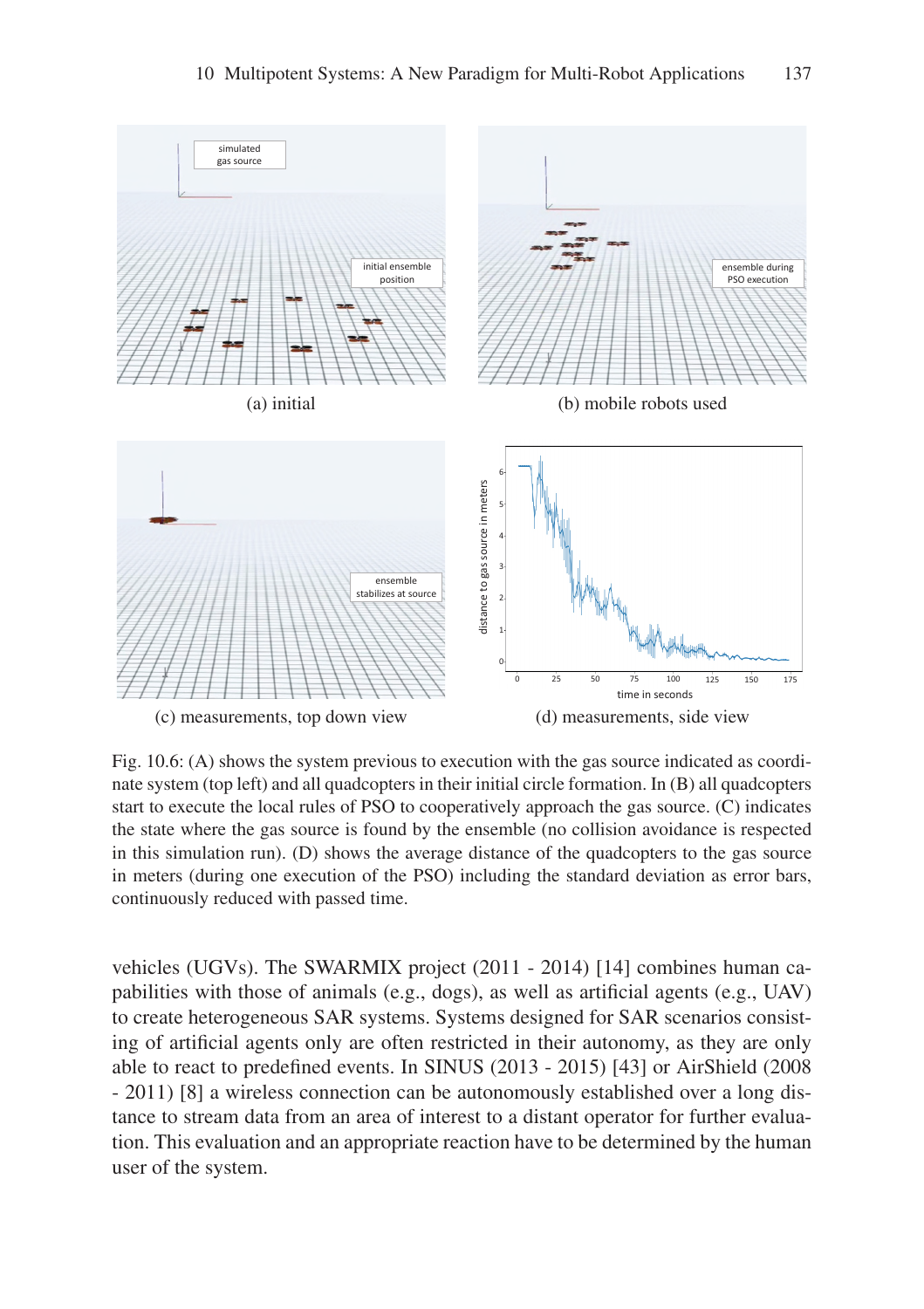(a) initial

(b) mobile robots used

(c) measurements, top down view

(d) measurements, side view

Fig. 10.6: (A) shows the system previous to execution with the gas source indicated as coordinate system (top left) and all quadcopters in their initial circle formation. In (B) all quadcopters start to execute the local rules of PSO to cooperatively approach the gas source. (C) indicates the state where the gas source is found by the ensemble (no collision avoidance is respected in this simulation run). (D) shows the average distance of the quadcopters to the gas source in meters (during one execution of the PSO) including the standard deviation as error bars, continuously reduced with passed time.

vehicles (UGVs). The SWARMIX project (2011 - 2014) [14] combines human capabilities with those of animals (e.g., dogs), as well as artificial agents (e.g., UAV) to create heterogeneous SAR systems. Systems designed for SAR scenarios consisting of artificial agents only are often restricted in their autonomy, as they are only able to react to predefined events. In SINUS (2013 - 2015) [43] or AirShield (2008 - 2011) [8] a wireless connection can be autonomously established over a long distance to stream data from an area of interest to a distant operator for further evaluation. This evaluation and an appropriate reaction have to be determined by the human user of the system.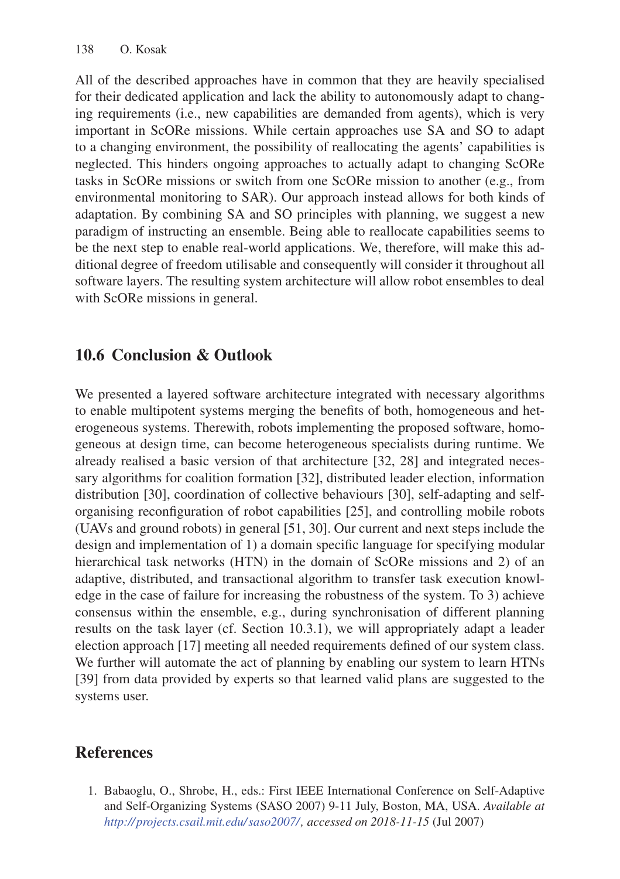All of the described approaches have in common that they are heavily specialised for their dedicated application and lack the ability to autonomously adapt to changing requirements (i.e., new capabilities are demanded from agents), which is very important in ScORe missions. While certain approaches use SA and SO to adapt to a changing environment, the possibility of reallocating the agents' capabilities is neglected. This hinders ongoing approaches to actually adapt to changing ScORe tasks in ScORe missions or switch from one ScORe mission to another (e.g., from environmental monitoring to SAR). Our approach instead allows for both kinds of adaptation. By combining SA and SO principles with planning, we suggest a new paradigm of instructing an ensemble. Being able to reallocate capabilities seems to be the next step to enable real-world applications. We, therefore, will make this additional degree of freedom utilisable and consequently will consider it throughout all software layers. The resulting system architecture will allow robot ensembles to deal with ScORe missions in general.

## 10.6 Conclusion & Outlook

We presented a layered software architecture integrated with necessary algorithms to enable multipotent systems merging the benefits of both, homogeneous and heterogeneous systems. Therewith, robots implementing the proposed software, homogeneous at design time, can become heterogeneous specialists during runtime. We already realised a basic version of that architecture [32, 28] and integrated necessary algorithms for coalition formation [32], distributed leader election, information distribution [30], coordination of collective behaviours [30], self-adapting and self-organising reconfiguration of robot capabilities [25], and controlling mobile robots (UAVs and ground robots) in general [51, 30]. Our current and next steps include the design and implementation of 1) a domain specific language for specifying modular hierarchical task networks (HTN) in the domain of ScORe missions and 2) of an adaptive, distributed, and transactional algorithm to transfer task execution knowledge in the case of failure for increasing the robustness of the system. To 3) achieve consensus within the ensemble, e.g., during synchronisation of different planning results on the task layer (cf. Section 10.3.1), we will appropriately adapt a leader election approach [17] meeting all needed requirements defined of our system class. We further will automate the act of planning by enabling our system to learn HTNs [39] from data provided by experts so that learned valid plans are suggested to the systems user.

## References

1. Babaoglu, O., Shrobe, H., eds.: First IEEE International Conference on Self-Adaptive and Self-Organizing Systems (SASO 2007) 9-11 July, Boston, MA, USA. *Available at http://projects.csail.mit.edu/saso2007/, accessed on 2018-11-15* (Jul 2007)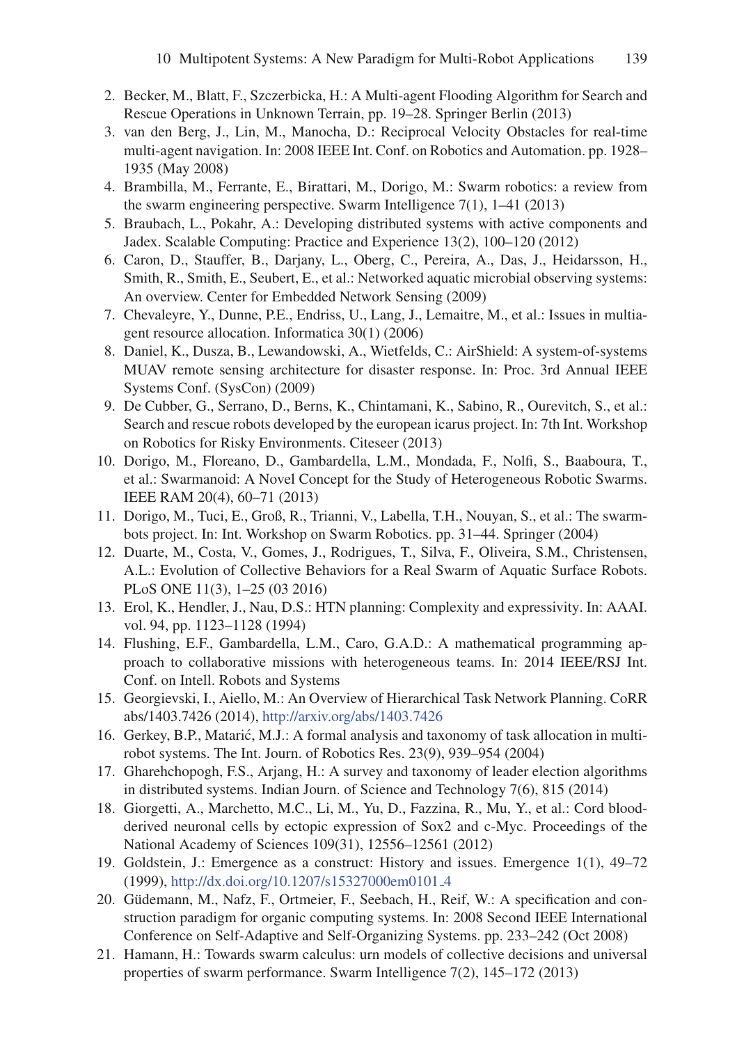2. Becker, M., Blatt, F., Szczerbicka, H.: A Multi-agent Flooding Algorithm for Search and Rescue Operations in Unknown Terrain, pp. 19–28. Springer Berlin (2013)
3. van den Berg, J., Lin, M., Manocha, D.: Reciprocal Velocity Obstacles for real-time multi-agent navigation. In: 2008 IEEE Int. Conf. on Robotics and Automation. pp. 1928–1935 (May 2008)
4. Brambilla, M., Ferrante, E., Birattari, M., Dorigo, M.: Swarm robotics: a review from the swarm engineering perspective. Swarm Intelligence 7(1), 1–41 (2013)
5. Braubach, L., Pokahr, A.: Developing distributed systems with active components and Jadex. Scalable Computing: Practice and Experience 13(2), 100–120 (2012)
6. Caron, D., Stauffer, B., Darjany, L., Oberg, C., Pereira, A., Das, J., Heidarsson, H., Smith, R., Smith, E., Seubert, E., et al.: Networked aquatic microbial observing systems: An overview. Center for Embedded Network Sensing (2009)
7. Chevaleyre, Y., Dunne, P.E., Endriss, U., Lang, J., Lemaitre, M., et al.: Issues in multiagent resource allocation. Informatica 30(1) (2006)
8. Daniel, K., Dusza, B., Lewandowski, A., Wietfelds, C.: AirShield: A system-of-systems MUAV remote sensing architecture for disaster response. In: Proc. 3rd Annual IEEE Systems Conf. (SysCon) (2009)
9. De Cubber, G., Serrano, D., Berns, K., Chintamani, K., Sabino, R., Ourevitch, S., et al.: Search and rescue robots developed by the european icarus project. In: 7th Int. Workshop on Robotics for Risky Environments. Citeseer (2013)
10. Dorigo, M., Floreano, D., Gambardella, L.M., Mondada, F., Nolfi, S., Baaboura, T., et al.: Swarmanoid: A Novel Concept for the Study of Heterogeneous Robotic Swarms. IEEE RAM 20(4), 60–71 (2013)
11. Dorigo, M., Tuci, E., Groß, R., Trianni, V., Labella, T.H., Nouyan, S., et al.: The swarm-bots project. In: Int. Workshop on Swarm Robotics. pp. 31–44. Springer (2004)
12. Duarte, M., Costa, V., Gomes, J., Rodrigues, T., Silva, F., Oliveira, S.M., Christensen, A.L.: Evolution of Collective Behaviors for a Real Swarm of Aquatic Surface Robots. PLoS ONE 11(3), 1–25 (03 2016)
13. Erol, K., Hendler, J., Nau, D.S.: HTN planning: Complexity and expressivity. In: AAAI. vol. 94, pp. 1123–1128 (1994)
14. Flushing, E.F., Gambardella, L.M., Caro, G.A.D.: A mathematical programming approach to collaborative missions with heterogeneous teams. In: 2014 IEEE/RSJ Int. Conf. on Intell. Robots and Systems
15. Georgievski, I., Aiello, M.: An Overview of Hierarchical Task Network Planning. CoRR abs/1403.7426 (2014), http://arxiv.org/abs/1403.7426
16. Gerkey, B.P., Matarić, M.J.: A formal analysis and taxonomy of task allocation in multi-robot systems. The Int. Journ. of Robotics Res. 23(9), 939–954 (2004)
17. Gharehchopogh, F.S., Arjang, H.: A survey and taxonomy of leader election algorithms in distributed systems. Indian Journ. of Science and Technology 7(6), 815 (2014)
18. Giorgetti, A., Marchetto, M.C., Li, M., Yu, D., Fazzina, R., Mu, Y., et al.: Cord blood-derived neuronal cells by ectopic expression of Sox2 and c-Myc. Proceedings of the National Academy of Sciences 109(31), 12556–12561 (2012)
19. Goldstein, J.: Emergence as a construct: History and issues. Emergence 1(1), 49–72 (1999), http://dx.doi.org/10.1207/s15327000em0101_4
20. Güdemann, M., Nafz, F., Ortmeier, F., Seebach, H., Reif, W.: A specification and construction paradigm for organic computing systems. In: 2008 Second IEEE International Conference on Self-Adaptive and Self-Organizing Systems. pp. 233–242 (Oct 2008)
21. Hamann, H.: Towards swarm calculus: urn models of collective decisions and universal properties of swarm performance. Swarm Intelligence 7(2), 145–172 (2013)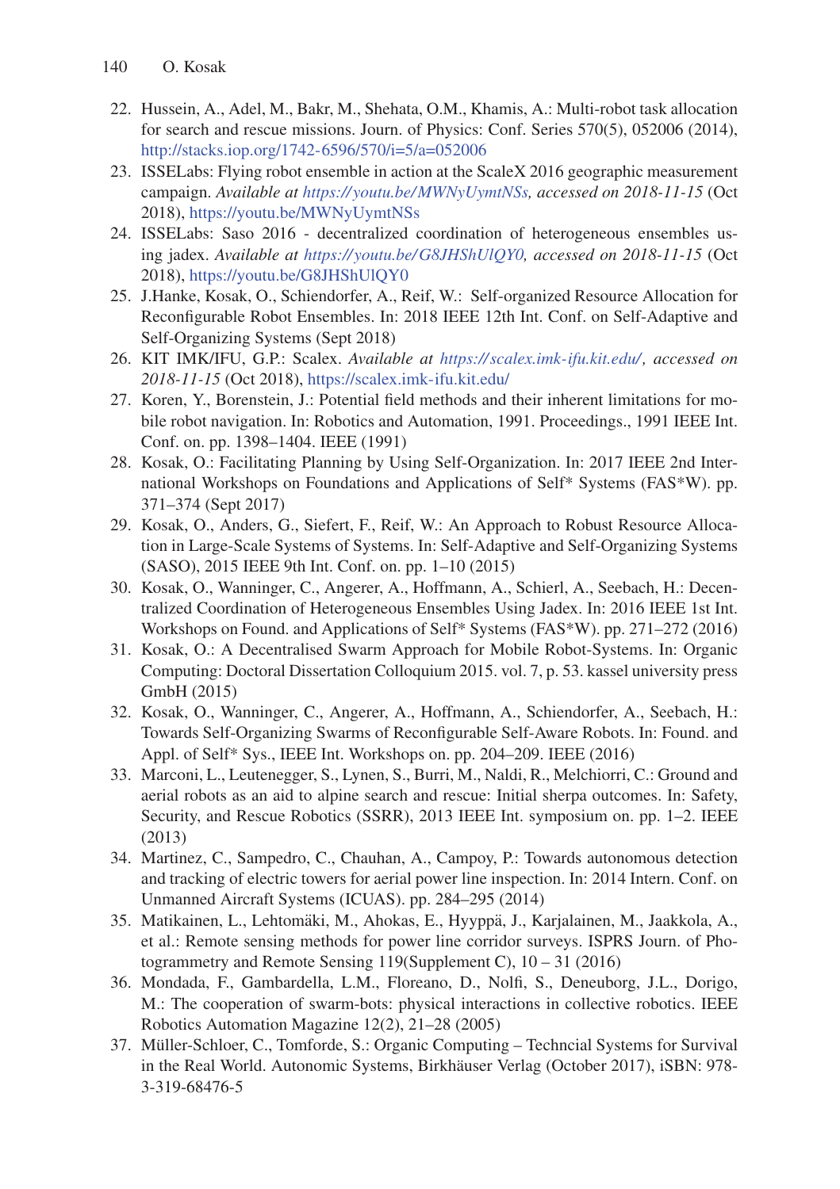22. Hussein, A., Adel, M., Bakr, M., Shehata, O.M., Khamis, A.: Multi-robot task allocation for search and rescue missions. Journ. of Physics: Conf. Series 570(5), 052006 (2014), http://stacks.iop.org/1742-6596/570/i=5/a=052006
23. ISSELabs: Flying robot ensemble in action at the ScaleX 2016 geographic measurement campaign. *Available at https://youtu.be/MWNyUymtNSs, accessed on 2018-11-15* (Oct 2018), https://youtu.be/MWNyUymtNSs
24. ISSELabs: Saso 2016 - decentralized coordination of heterogeneous ensembles using jadex. *Available at https://youtu.be/G8JHShUlQY0, accessed on 2018-11-15* (Oct 2018), https://youtu.be/G8JHShUlQY0
25. J.Hanke, Kosak, O., Schiendorfer, A., Reif, W.: Self-organized Resource Allocation for Reconfigurable Robot Ensembles. In: 2018 IEEE 12th Int. Conf. on Self-Adaptive and Self-Organizing Systems (Sept 2018)
26. KIT IMK/IFU, G.P.: Scalex. *Available at https://scalex.imk-ifu.kit.edu/, accessed on 2018-11-15* (Oct 2018), https://scalex.imk-ifu.kit.edu/
27. Koren, Y., Borenstein, J.: Potential field methods and their inherent limitations for mobile robot navigation. In: Robotics and Automation, 1991. Proceedings., 1991 IEEE Int. Conf. on. pp. 1398–1404. IEEE (1991)
28. Kosak, O.: Facilitating Planning by Using Self-Organization. In: 2017 IEEE 2nd International Workshops on Foundations and Applications of Self* Systems (FAS*W). pp. 371–374 (Sept 2017)
29. Kosak, O., Anders, G., Siefert, F., Reif, W.: An Approach to Robust Resource Allocation in Large-Scale Systems of Systems. In: Self-Adaptive and Self-Organizing Systems (SASO), 2015 IEEE 9th Int. Conf. on. pp. 1–10 (2015)
30. Kosak, O., Wanninger, C., Angerer, A., Hoffmann, A., Schierl, A., Seebach, H.: Decentralized Coordination of Heterogeneous Ensembles Using Jadex. In: 2016 IEEE 1st Int. Workshops on Found. and Applications of Self* Systems (FAS*W). pp. 271–272 (2016)
31. Kosak, O.: A Decentralised Swarm Approach for Mobile Robot-Systems. In: Organic Computing: Doctoral Dissertation Colloquium 2015. vol. 7, p. 53. kassel university press GmbH (2015)
32. Kosak, O., Wanninger, C., Angerer, A., Hoffmann, A., Schiendorfer, A., Seebach, H.: Towards Self-Organizing Swarms of Reconfigurable Self-Aware Robots. In: Found. and Appl. of Self* Sys., IEEE Int. Workshops on. pp. 204–209. IEEE (2016)
33. Marconi, L., Leutenegger, S., Lynen, S., Burri, M., Naldi, R., Melchiorri, C.: Ground and aerial robots as an aid to alpine search and rescue: Initial sherpa outcomes. In: Safety, Security, and Rescue Robotics (SSRR), 2013 IEEE Int. symposium on. pp. 1–2. IEEE (2013)
34. Martinez, C., Sampedro, C., Chauhan, A., Campoy, P.: Towards autonomous detection and tracking of electric towers for aerial power line inspection. In: 2014 Intern. Conf. on Unmanned Aircraft Systems (ICUAS). pp. 284–295 (2014)
35. Matikainen, L., Lehtomäki, M., Ahokas, E., Hyyppä, J., Karjalainen, M., Jaakkola, A., et al.: Remote sensing methods for power line corridor surveys. ISPRS Journ. of Photogrammetry and Remote Sensing 119(Supplement C), 10 – 31 (2016)
36. Mondada, F., Gambardella, L.M., Floreano, D., Nolfi, S., Deneuborg, J.L., Dorigo, M.: The cooperation of swarm-bots: physical interactions in collective robotics. IEEE Robotics Automation Magazine 12(2), 21–28 (2005)
37. Müller-Schloer, C., Tomforde, S.: Organic Computing – Techncial Systems for Survival in the Real World. Autonomic Systems, Birkhäuser Verlag (October 2017), iSBN: 978-3-319-68476-5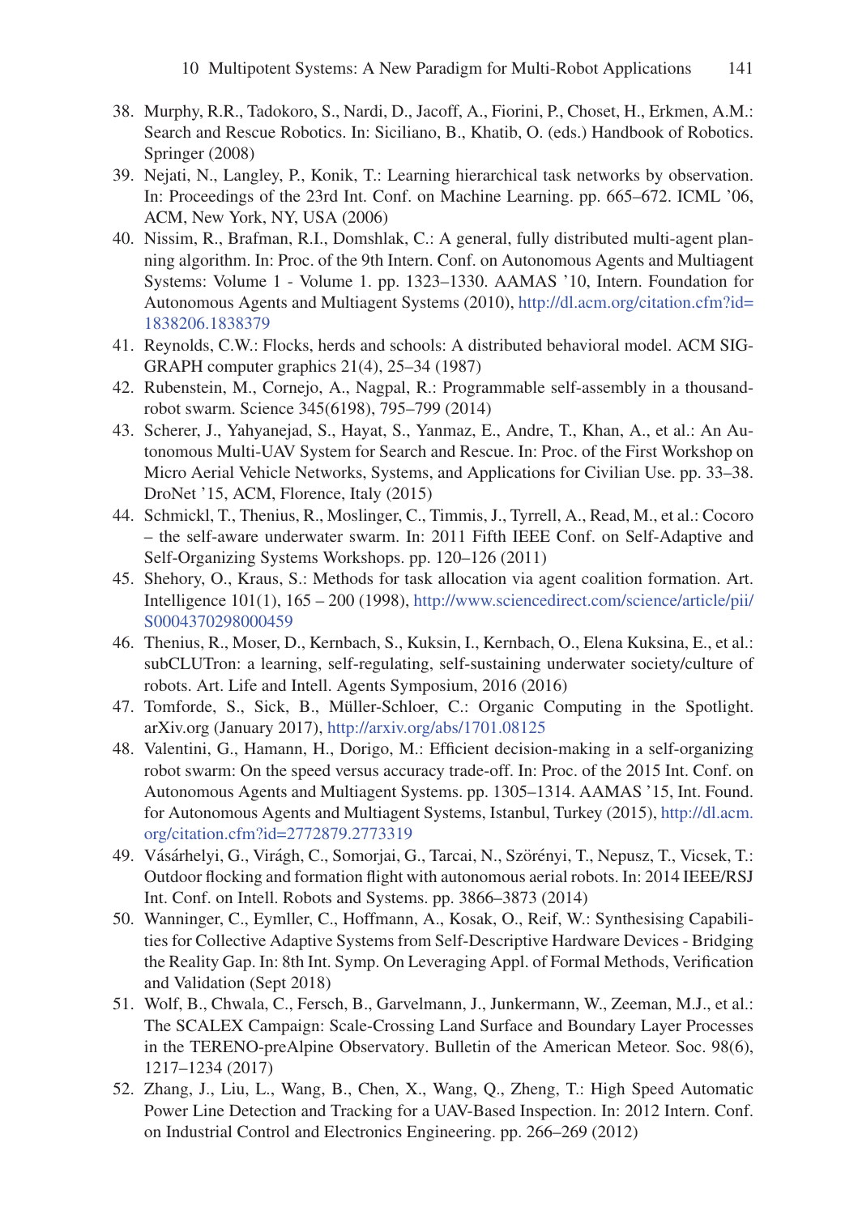38. Murphy, R.R., Tadokoro, S., Nardi, D., Jacoff, A., Fiorini, P., Choset, H., Erkmen, A.M.: Search and Rescue Robotics. In: Siciliano, B., Khatib, O. (eds.) Handbook of Robotics. Springer (2008)
39. Nejati, N., Langley, P., Konik, T.: Learning hierarchical task networks by observation. In: Proceedings of the 23rd Int. Conf. on Machine Learning. pp. 665–672. ICML '06, ACM, New York, NY, USA (2006)
40. Nissim, R., Brafman, R.I., Domshlak, C.: A general, fully distributed multi-agent planning algorithm. In: Proc. of the 9th Intern. Conf. on Autonomous Agents and Multiagent Systems: Volume 1 - Volume 1. pp. 1323–1330. AAMAS '10, Intern. Foundation for Autonomous Agents and Multiagent Systems (2010), http://dl.acm.org/citation.cfm?id=1838206.1838379
41. Reynolds, C.W.: Flocks, herds and schools: A distributed behavioral model. ACM SIGGRAPH computer graphics 21(4), 25–34 (1987)
42. Rubenstein, M., Cornejo, A., Nagpal, R.: Programmable self-assembly in a thousand-robot swarm. Science 345(6198), 795–799 (2014)
43. Scherer, J., Yahyanejad, S., Hayat, S., Yanmaz, E., Andre, T., Khan, A., et al.: An Autonomous Multi-UAV System for Search and Rescue. In: Proc. of the First Workshop on Micro Aerial Vehicle Networks, Systems, and Applications for Civilian Use. pp. 33–38. DroNet '15, ACM, Florence, Italy (2015)
44. Schmickl, T., Thenius, R., Moslinger, C., Timmis, J., Tyrrell, A., Read, M., et al.: Cocoro – the self-aware underwater swarm. In: 2011 Fifth IEEE Conf. on Self-Adaptive and Self-Organizing Systems Workshops. pp. 120–126 (2011)
45. Shehory, O., Kraus, S.: Methods for task allocation via agent coalition formation. Art. Intelligence 101(1), 165 – 200 (1998), http://www.sciencedirect.com/science/article/pii/S0004370298000459
46. Thenius, R., Moser, D., Kernbach, S., Kuksin, I., Kernbach, O., Elena Kuksina, E., et al.: subCLUTron: a learning, self-regulating, self-sustaining underwater society/culture of robots. Art. Life and Intell. Agents Symposium, 2016 (2016)
47. Tomforde, S., Sick, B., Müller-Schloer, C.: Organic Computing in the Spotlight. arXiv.org (January 2017), http://arxiv.org/abs/1701.08125
48. Valentini, G., Hamann, H., Dorigo, M.: Efficient decision-making in a self-organizing robot swarm: On the speed versus accuracy trade-off. In: Proc. of the 2015 Int. Conf. on Autonomous Agents and Multiagent Systems. pp. 1305–1314. AAMAS '15, Int. Found. for Autonomous Agents and Multiagent Systems, Istanbul, Turkey (2015), http://dl.acm.org/citation.cfm?id=2772879.2773319
49. Vásárhelyi, G., Virágh, C., Somorjai, G., Tarcai, N., Szörényi, T., Nepusz, T., Vicsek, T.: Outdoor flocking and formation flight with autonomous aerial robots. In: 2014 IEEE/RSJ Int. Conf. on Intell. Robots and Systems. pp. 3866–3873 (2014)
50. Wanninger, C., Eymller, C., Hoffmann, A., Kosak, O., Reif, W.: Synthesising Capabilities for Collective Adaptive Systems from Self-Descriptive Hardware Devices - Bridging the Reality Gap. In: 8th Int. Symp. On Leveraging Appl. of Formal Methods, Verification and Validation (Sept 2018)
51. Wolf, B., Chwala, C., Fersch, B., Garvelmann, J., Junkermann, W., Zeeman, M.J., et al.: The SCALEX Campaign: Scale-Crossing Land Surface and Boundary Layer Processes in the TERENO-preAlpine Observatory. Bulletin of the American Meteor. Soc. 98(6), 1217–1234 (2017)
52. Zhang, J., Liu, L., Wang, B., Chen, X., Wang, Q., Zheng, T.: High Speed Automatic Power Line Detection and Tracking for a UAV-Based Inspection. In: 2012 Intern. Conf. on Industrial Control and Electronics Engineering. pp. 266–269 (2012)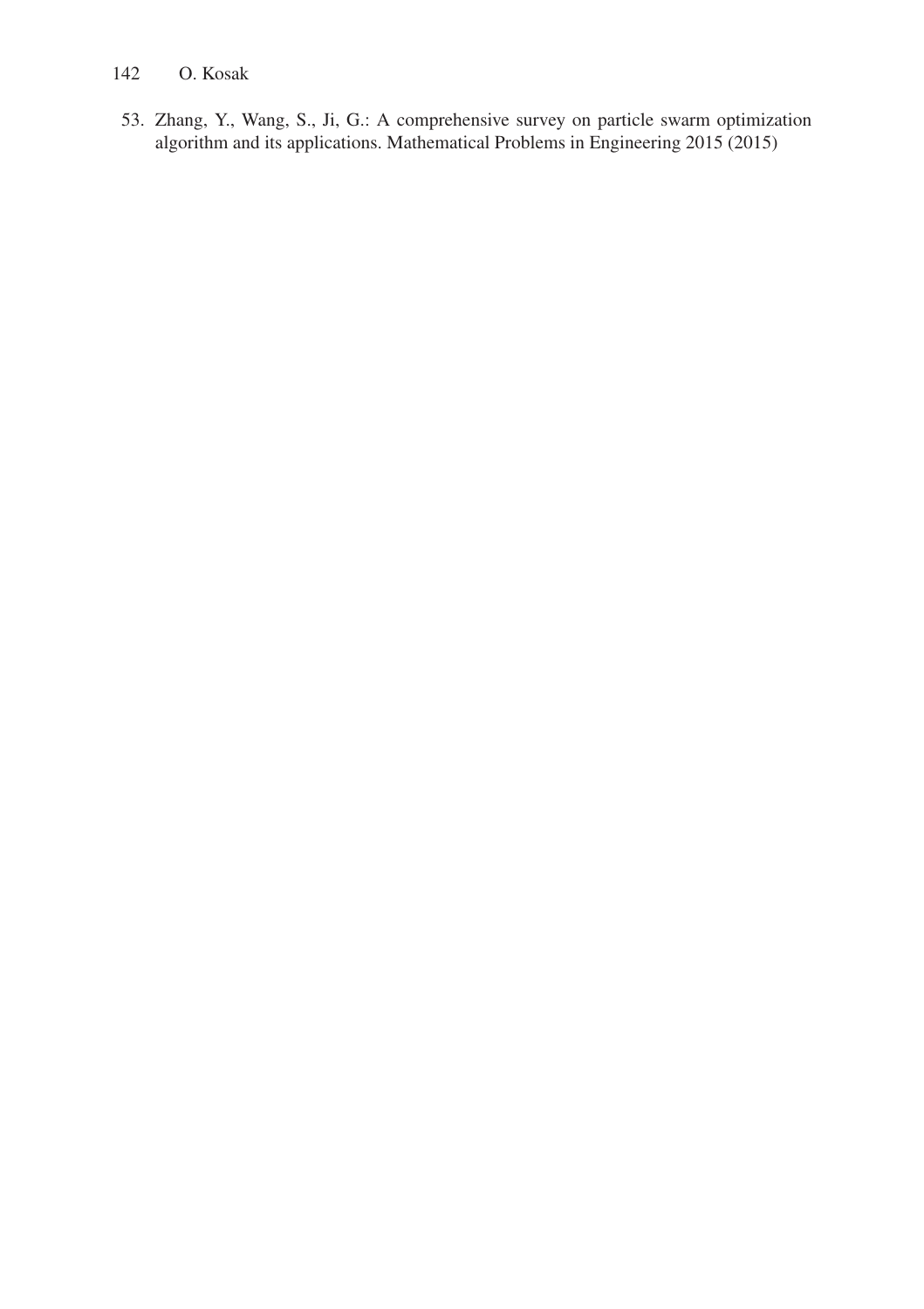53. Zhang, Y., Wang, S., Ji, G.: A comprehensive survey on particle swarm optimization algorithm and its applications. Mathematical Problems in Engineering 2015 (2015)